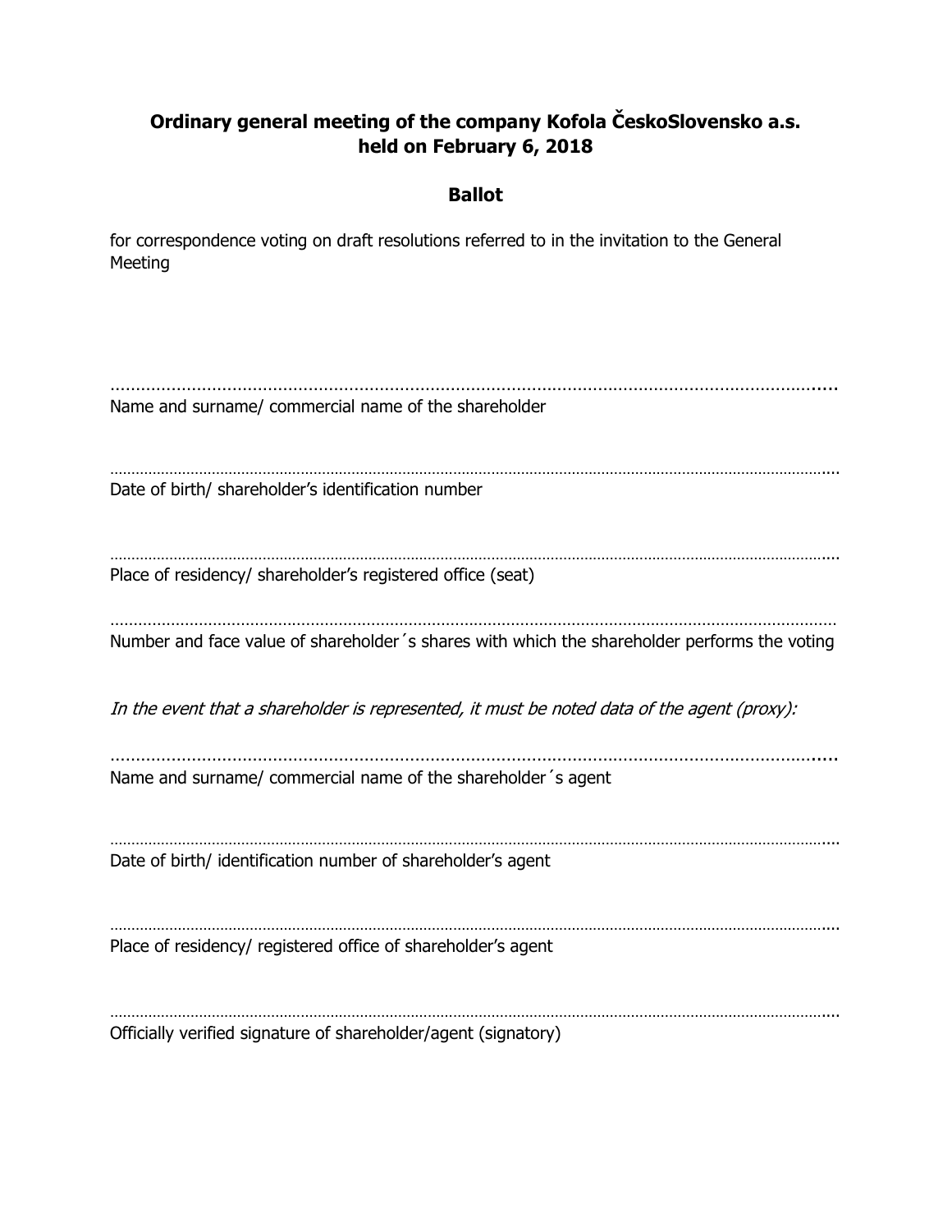**Ordinary general meeting of the company Kofola ČeskoSlovensko a.s. held on February 6, 2018**

**Ballot**

for correspondence voting on draft resolutions referred to in the invitation to the General Meeting

.................................................................................................................................................

Name and surname/ commercial name of the shareholder

.................................................................................................................................................

Date of birth/ shareholder's identification number

.................................................................................................................................................

Place of residency/ shareholder's registered office (seat)

.................................................................................................................................................

Number and face value of shareholder´s shares with which the shareholder performs the voting

*In the event that a shareholder is represented, it must be noted data of the agent (proxy):*

.................................................................................................................................................

Name and surname/ commercial name of the shareholder´s agent

.................................................................................................................................................

Date of birth/ identification number of shareholder's agent

.................................................................................................................................................

Place of residency/ registered office of shareholder's agent

.................................................................................................................................................

Officially verified signature of shareholder/agent (signatory)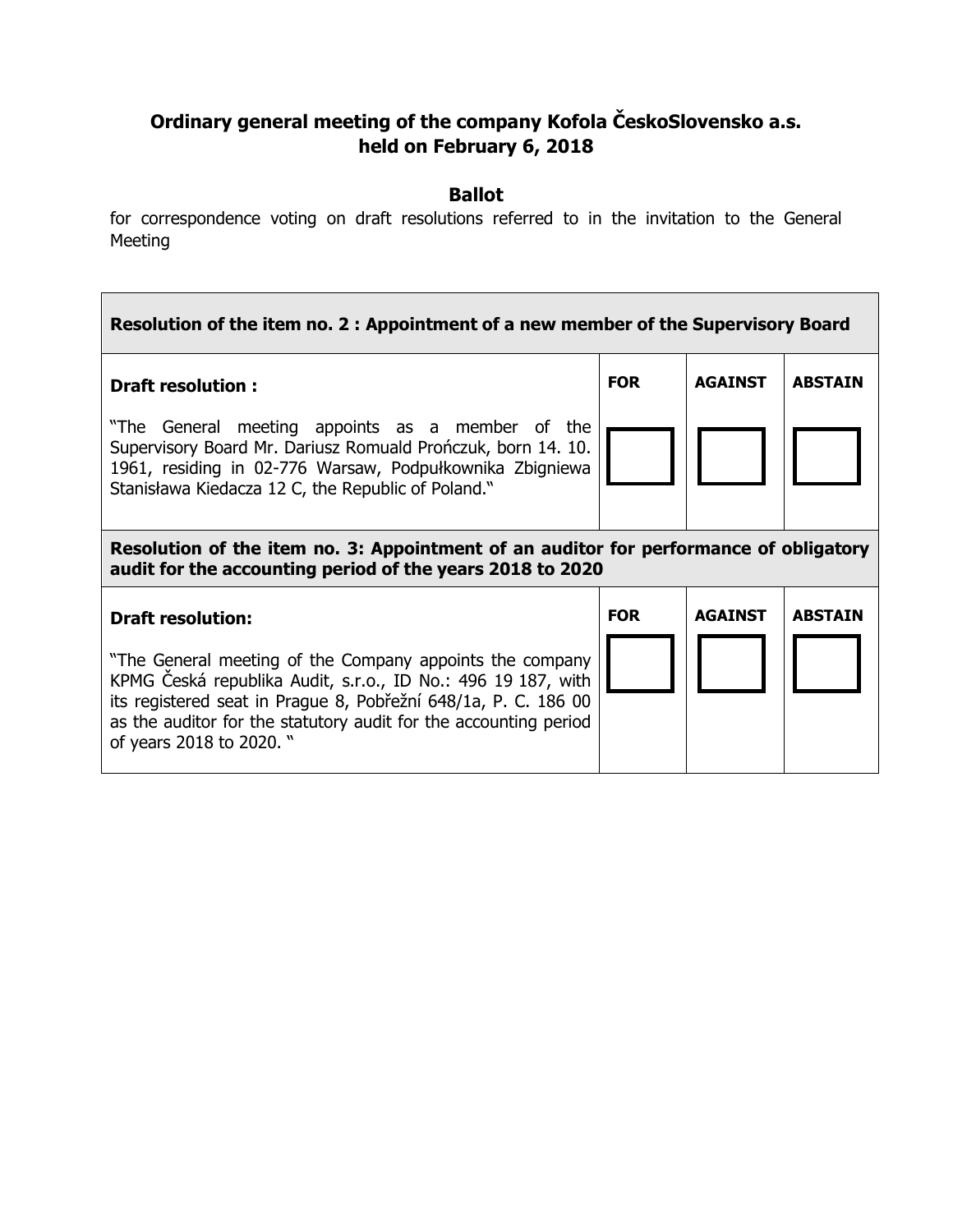**Ordinary general meeting of the company Kofola ČeskoSlovensko a.s. held on February 6, 2018**

**Ballot**

for correspondence voting on draft resolutions referred to in the invitation to the General Meeting

| **Resolution of the item no. 2 : Appointment of a new member of the Supervisory Board** | | | |
|---|---|---|---|
| **Draft resolution :**<br><br>"The General meeting appoints as a member of the Supervisory Board Mr. Dariusz Romuald Prończuk, born 14. 10. 1961, residing in 02-776 Warsaw, Podpułkownika Zbigniewa Stanisława Kiedacza 12 C, the Republic of Poland." | **FOR**<br>☐ | **AGAINST**<br>☐ | **ABSTAIN**<br>☐ |
| **Resolution of the item no. 3: Appointment of an auditor for performance of obligatory audit for the accounting period of the years 2018 to 2020** | | | |
| **Draft resolution:**<br><br>"The General meeting of the Company appoints the company KPMG Česká republika Audit, s.r.o., ID No.: 496 19 187, with its registered seat in Prague 8, Pobřežní 648/1a, P. C. 186 00 as the auditor for the statutory audit for the accounting period of years 2018 to 2020. " | **FOR**<br>☐ | **AGAINST**<br>☐ | **ABSTAIN**<br>☐ |